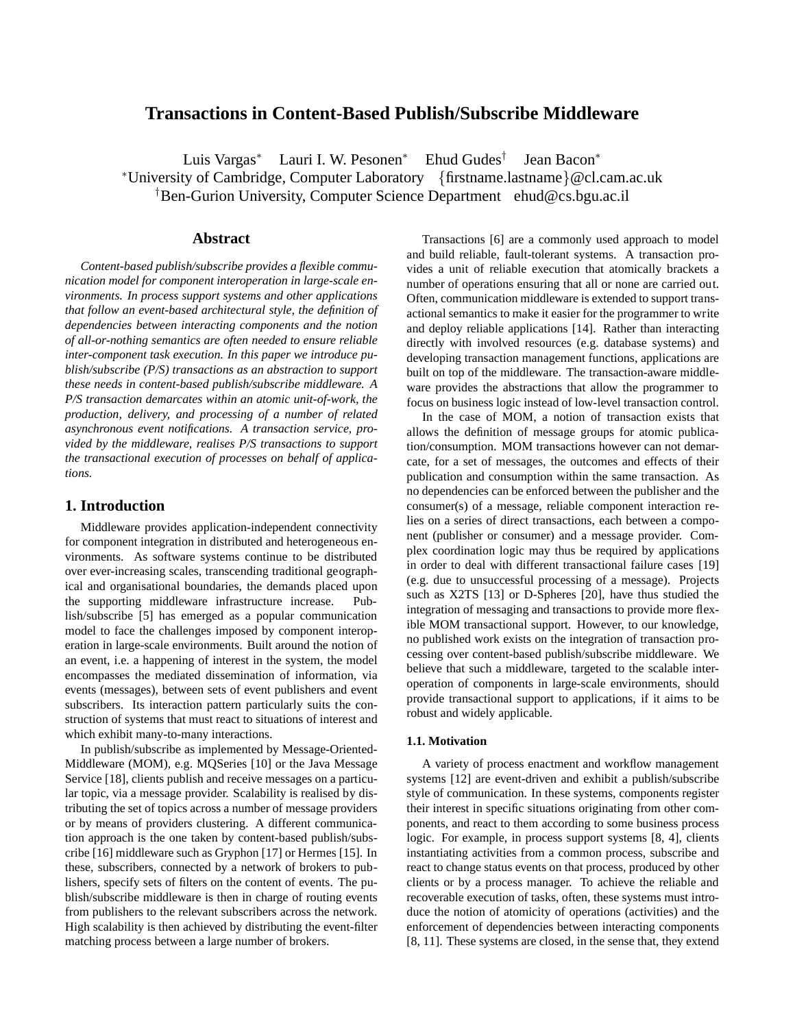# Transactions in Content-Based Publish/Subscribe Middleware

Luis Vargas* Lauri I. W. Pesonen* Ehud Gudes† Jean Bacon*

*University of Cambridge, Computer Laboratory {firstname.lastname}@cl.cam.ac.uk

†Ben-Gurion University, Computer Science Department ehud@cs.bgu.ac.il

## Abstract

*Content-based publish/subscribe provides a flexible communication model for component interoperation in large-scale environments. In process support systems and other applications that follow an event-based architectural style, the definition of dependencies between interacting components and the notion of all-or-nothing semantics are often needed to ensure reliable inter-component task execution. In this paper we introduce publish/subscribe (P/S) transactions as an abstraction to support these needs in content-based publish/subscribe middleware. A P/S transaction demarcates within an atomic unit-of-work, the production, delivery, and processing of a number of related asynchronous event notifications. A transaction service, provided by the middleware, realises P/S transactions to support the transactional execution of processes on behalf of applications.*

## 1. Introduction

Middleware provides application-independent connectivity for component integration in distributed and heterogeneous environments. As software systems continue to be distributed over ever-increasing scales, transcending traditional geographical and organisational boundaries, the demands placed upon the supporting middleware infrastructure increase. Publish/subscribe [5] has emerged as a popular communication model to face the challenges imposed by component interoperation in large-scale environments. Built around the notion of an event, i.e. a happening of interest in the system, the model encompasses the mediated dissemination of information, via events (messages), between sets of event publishers and event subscribers. Its interaction pattern particularly suits the construction of systems that must react to situations of interest and which exhibit many-to-many interactions.

In publish/subscribe as implemented by Message-Oriented-Middleware (MOM), e.g. MQSeries [10] or the Java Message Service [18], clients publish and receive messages on a particular topic, via a message provider. Scalability is realised by distributing the set of topics across a number of message providers or by means of providers clustering. A different communication approach is the one taken by content-based publish/subscribe [16] middleware such as Gryphon [17] or Hermes [15]. In these, subscribers, connected by a network of brokers to publishers, specify sets of filters on the content of events. The publish/subscribe middleware is then in charge of routing events from publishers to the relevant subscribers across the network. High scalability is then achieved by distributing the event-filter matching process between a large number of brokers.

Transactions [6] are a commonly used approach to model and build reliable, fault-tolerant systems. A transaction provides a unit of reliable execution that atomically brackets a number of operations ensuring that all or none are carried out. Often, communication middleware is extended to support transactional semantics to make it easier for the programmer to write and deploy reliable applications [14]. Rather than interacting directly with involved resources (e.g. database systems) and developing transaction management functions, applications are built on top of the middleware. The transaction-aware middleware provides the abstractions that allow the programmer to focus on business logic instead of low-level transaction control.

In the case of MOM, a notion of transaction exists that allows the definition of message groups for atomic publication/consumption. MOM transactions however can not demarcate, for a set of messages, the outcomes and effects of their publication and consumption within the same transaction. As no dependencies can be enforced between the publisher and the consumer(s) of a message, reliable component interaction relies on a series of direct transactions, each between a component (publisher or consumer) and a message provider. Complex coordination logic may thus be required by applications in order to deal with different transactional failure cases [19] (e.g. due to unsuccessful processing of a message). Projects such as X2TS [13] or D-Spheres [20], have thus studied the integration of messaging and transactions to provide more flexible MOM transactional support. However, to our knowledge, no published work exists on the integration of transaction processing over content-based publish/subscribe middleware. We believe that such a middleware, targeted to the scalable interoperation of components in large-scale environments, should provide transactional support to applications, if it aims to be robust and widely applicable.

### 1.1. Motivation

A variety of process enactment and workflow management systems [12] are event-driven and exhibit a publish/subscribe style of communication. In these systems, components register their interest in specific situations originating from other components, and react to them according to some business process logic. For example, in process support systems [8, 4], clients instantiating activities from a common process, subscribe and react to change status events on that process, produced by other clients or by a process manager. To achieve the reliable and recoverable execution of tasks, often, these systems must introduce the notion of atomicity of operations (activities) and the enforcement of dependencies between interacting components [8, 11]. These systems are closed, in the sense that, they extend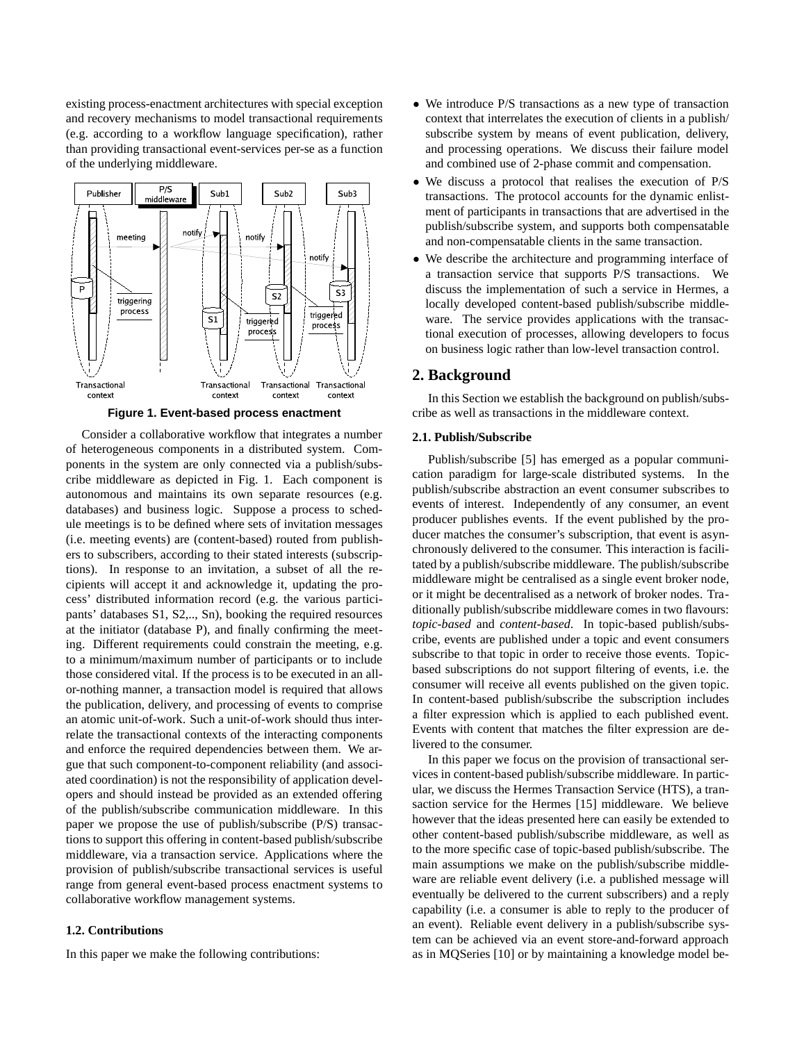existing process-enactment architectures with special exception and recovery mechanisms to model transactional requirements (e.g. according to a workflow language specification), rather than providing transactional event-services per-se as a function of the underlying middleware.

Publisher
P/S middleware
Sub1
Sub2
Sub3
meeting
notify
notify
notify
P
S1
S2
S3
triggering process
triggered process
triggered process
triggered process
Transactional context
Transactional context
Transactional context
Transactional context

**Figure 1. Event-based process enactment**

Consider a collaborative workflow that integrates a number of heterogeneous components in a distributed system. Components in the system are only connected via a publish/subscribe middleware as depicted in Fig. 1. Each component is autonomous and maintains its own separate resources (e.g. databases) and business logic. Suppose a process to schedule meetings is to be defined where sets of invitation messages (i.e. meeting events) are (content-based) routed from publishers to subscribers, according to their stated interests (subscriptions). In response to an invitation, a subset of all the recipients will accept it and acknowledge it, updating the process' distributed information record (e.g. the various participants' databases S1, S2,.., Sn), booking the required resources at the initiator (database P), and finally confirming the meeting. Different requirements could constrain the meeting, e.g. to a minimum/maximum number of participants or to include those considered vital. If the process is to be executed in an all-or-nothing manner, a transaction model is required that allows the publication, delivery, and processing of events to comprise an atomic unit-of-work. Such a unit-of-work should thus interrelate the transactional contexts of the interacting components and enforce the required dependencies between them. We argue that such component-to-component reliability (and associated coordination) is not the responsibility of application developers and should instead be provided as an extended offering of the publish/subscribe communication middleware. In this paper we propose the use of publish/subscribe (P/S) transactions to support this offering in content-based publish/subscribe middleware, via a transaction service. Applications where the provision of publish/subscribe transactional services is useful range from general event-based process enactment systems to collaborative workflow management systems.

### 1.2. Contributions

In this paper we make the following contributions:

- We introduce P/S transactions as a new type of transaction context that interrelates the execution of clients in a publish/subscribe system by means of event publication, delivery, and processing operations. We discuss their failure model and combined use of 2-phase commit and compensation.
- We discuss a protocol that realises the execution of P/S transactions. The protocol accounts for the dynamic enlistment of participants in transactions that are advertised in the publish/subscribe system, and supports both compensatable and non-compensatable clients in the same transaction.
- We describe the architecture and programming interface of a transaction service that supports P/S transactions. We discuss the implementation of such a service in Hermes, a locally developed content-based publish/subscribe middleware. The service provides applications with the transactional execution of processes, allowing developers to focus on business logic rather than low-level transaction control.

## 2. Background

In this Section we establish the background on publish/subscribe as well as transactions in the middleware context.

### 2.1. Publish/Subscribe

Publish/subscribe [5] has emerged as a popular communication paradigm for large-scale distributed systems. In the publish/subscribe abstraction an event consumer subscribes to events of interest. Independently of any consumer, an event producer publishes events. If the event published by the producer matches the consumer's subscription, that event is asynchronously delivered to the consumer. This interaction is facilitated by a publish/subscribe middleware. The publish/subscribe middleware might be centralised as a single event broker node, or it might be decentralised as a network of broker nodes. Traditionally publish/subscribe middleware comes in two flavours: *topic-based* and *content-based*. In topic-based publish/subscribe, events are published under a topic and event consumers subscribe to that topic in order to receive those events. Topic-based subscriptions do not support filtering of events, i.e. the consumer will receive all events published on the given topic. In content-based publish/subscribe the subscription includes a filter expression which is applied to each published event. Events with content that matches the filter expression are delivered to the consumer.

In this paper we focus on the provision of transactional services in content-based publish/subscribe middleware. In particular, we discuss the Hermes Transaction Service (HTS), a transaction service for the Hermes [15] middleware. We believe however that the ideas presented here can easily be extended to other content-based publish/subscribe middleware, as well as to the more specific case of topic-based publish/subscribe. The main assumptions we make on the publish/subscribe middleware are reliable event delivery (i.e. a published message will eventually be delivered to the current subscribers) and a reply capability (i.e. a consumer is able to reply to the producer of an event). Reliable event delivery in a publish/subscribe system can be achieved via an event store-and-forward approach as in MQSeries [10] or by maintaining a knowledge model be-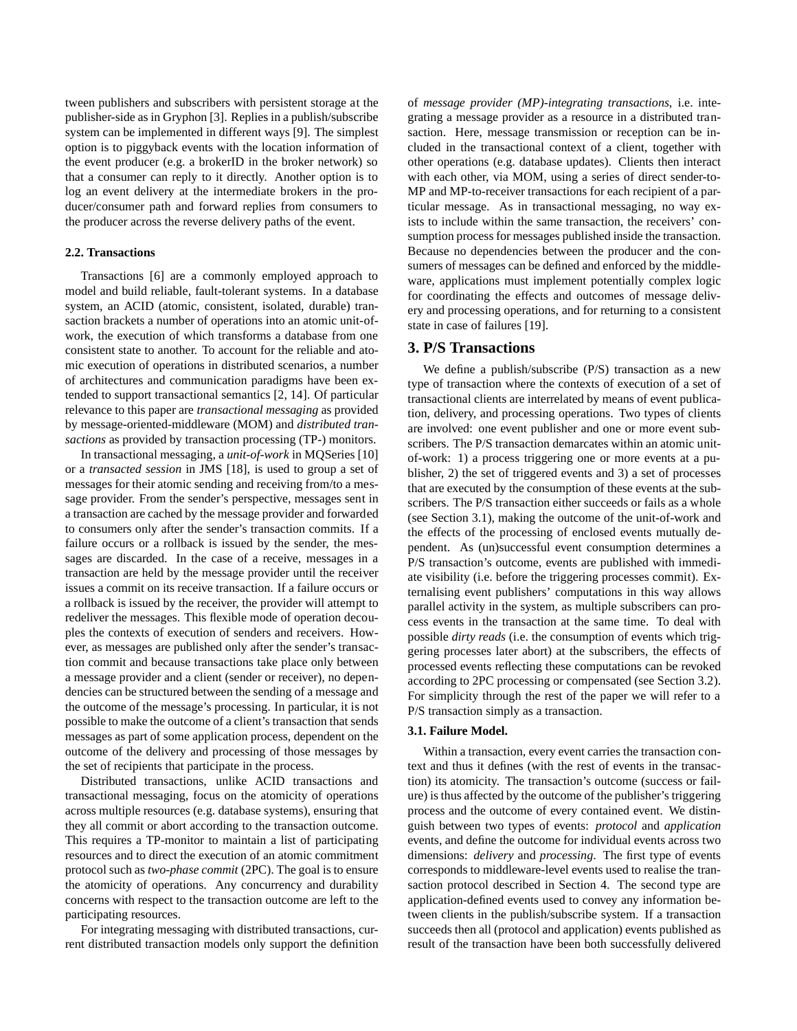tween publishers and subscribers with persistent storage at the publisher-side as in Gryphon [3]. Replies in a publish/subscribe system can be implemented in different ways [9]. The simplest option is to piggyback events with the location information of the event producer (e.g. a brokerID in the broker network) so that a consumer can reply to it directly. Another option is to log an event delivery at the intermediate brokers in the producer/consumer path and forward replies from consumers to the producer across the reverse delivery paths of the event.

#### 2.2. Transactions

Transactions [6] are a commonly employed approach to model and build reliable, fault-tolerant systems. In a database system, an ACID (atomic, consistent, isolated, durable) transaction brackets a number of operations into an atomic unit-of-work, the execution of which transforms a database from one consistent state to another. To account for the reliable and atomic execution of operations in distributed scenarios, a number of architectures and communication paradigms have been extended to support transactional semantics [2, 14]. Of particular relevance to this paper are *transactional messaging* as provided by message-oriented-middleware (MOM) and *distributed transactions* as provided by transaction processing (TP-) monitors.

In transactional messaging, a *unit-of-work* in MQSeries [10] or a *transacted session* in JMS [18], is used to group a set of messages for their atomic sending and receiving from/to a message provider. From the sender's perspective, messages sent in a transaction are cached by the message provider and forwarded to consumers only after the sender's transaction commits. If a failure occurs or a rollback is issued by the sender, the messages are discarded. In the case of a receive, messages in a transaction are held by the message provider until the receiver issues a commit on its receive transaction. If a failure occurs or a rollback is issued by the receiver, the provider will attempt to redeliver the messages. This flexible mode of operation decouples the contexts of execution of senders and receivers. However, as messages are published only after the sender's transaction commit and because transactions take place only between a message provider and a client (sender or receiver), no dependencies can be structured between the sending of a message and the outcome of the message's processing. In particular, it is not possible to make the outcome of a client's transaction that sends messages as part of some application process, dependent on the outcome of the delivery and processing of those messages by the set of recipients that participate in the process.

Distributed transactions, unlike ACID transactions and transactional messaging, focus on the atomicity of operations across multiple resources (e.g. database systems), ensuring that they all commit or abort according to the transaction outcome. This requires a TP-monitor to maintain a list of participating resources and to direct the execution of an atomic commitment protocol such as *two-phase commit* (2PC). The goal is to ensure the atomicity of operations. Any concurrency and durability concerns with respect to the transaction outcome are left to the participating resources.

For integrating messaging with distributed transactions, current distributed transaction models only support the definition of *message provider (MP)-integrating transactions*, i.e. integrating a message provider as a resource in a distributed transaction. Here, message transmission or reception can be included in the transactional context of a client, together with other operations (e.g. database updates). Clients then interact with each other, via MOM, using a series of direct sender-to-MP and MP-to-receiver transactions for each recipient of a particular message. As in transactional messaging, no way exists to include within the same transaction, the receivers' consumption process for messages published inside the transaction. Because no dependencies between the producer and the consumers of messages can be defined and enforced by the middleware, applications must implement potentially complex logic for coordinating the effects and outcomes of message delivery and processing operations, and for returning to a consistent state in case of failures [19].

## 3. P/S Transactions

We define a publish/subscribe (P/S) transaction as a new type of transaction where the contexts of execution of a set of transactional clients are interrelated by means of event publication, delivery, and processing operations. Two types of clients are involved: one event publisher and one or more event subscribers. The P/S transaction demarcates within an atomic unit-of-work: 1) a process triggering one or more events at a publisher, 2) the set of triggered events and 3) a set of processes that are executed by the consumption of these events at the subscribers. The P/S transaction either succeeds or fails as a whole (see Section 3.1), making the outcome of the unit-of-work and the effects of the processing of enclosed events mutually dependent. As (un)successful event consumption determines a P/S transaction's outcome, events are published with immediate visibility (i.e. before the triggering processes commit). Externalising event publishers' computations in this way allows parallel activity in the system, as multiple subscribers can process events in the transaction at the same time. To deal with possible *dirty reads* (i.e. the consumption of events which triggering processes later abort) at the subscribers, the effects of processed events reflecting these computations can be revoked according to 2PC processing or compensated (see Section 3.2). For simplicity through the rest of the paper we will refer to a P/S transaction simply as a transaction.

#### 3.1. Failure Model.

Within a transaction, every event carries the transaction context and thus it defines (with the rest of events in the transaction) its atomicity. The transaction's outcome (success or failure) is thus affected by the outcome of the publisher's triggering process and the outcome of every contained event. We distinguish between two types of events: *protocol* and *application* events, and define the outcome for individual events across two dimensions: *delivery* and *processing*. The first type of events corresponds to middleware-level events used to realise the transaction protocol described in Section 4. The second type are application-defined events used to convey any information between clients in the publish/subscribe system. If a transaction succeeds then all (protocol and application) events published as result of the transaction have been both successfully delivered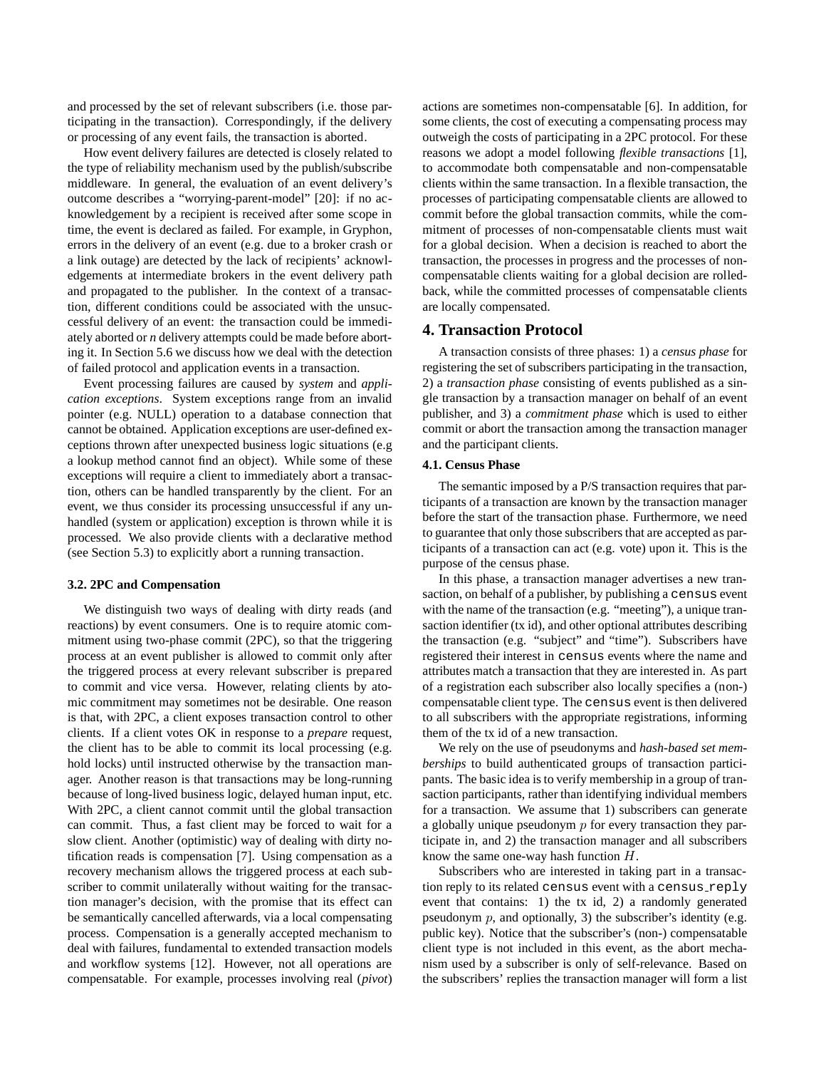and processed by the set of relevant subscribers (i.e. those participating in the transaction). Correspondingly, if the delivery or processing of any event fails, the transaction is aborted.

How event delivery failures are detected is closely related to the type of reliability mechanism used by the publish/subscribe middleware. In general, the evaluation of an event delivery's outcome describes a "worrying-parent-model" [20]: if no acknowledgement by a recipient is received after some scope in time, the event is declared as failed. For example, in Gryphon, errors in the delivery of an event (e.g. due to a broker crash or a link outage) are detected by the lack of recipients' acknowledgements at intermediate brokers in the event delivery path and propagated to the publisher. In the context of a transaction, different conditions could be associated with the unsuccessful delivery of an event: the transaction could be immediately aborted or *n* delivery attempts could be made before aborting it. In Section 5.6 we discuss how we deal with the detection of failed protocol and application events in a transaction.

Event processing failures are caused by *system* and *application exceptions*. System exceptions range from an invalid pointer (e.g. NULL) operation to a database connection that cannot be obtained. Application exceptions are user-defined exceptions thrown after unexpected business logic situations (e.g a lookup method cannot find an object). While some of these exceptions will require a client to immediately abort a transaction, others can be handled transparently by the client. For an event, we thus consider its processing unsuccessful if any unhandled (system or application) exception is thrown while it is processed. We also provide clients with a declarative method (see Section 5.3) to explicitly abort a running transaction.

#### 3.2. 2PC and Compensation

We distinguish two ways of dealing with dirty reads (and reactions) by event consumers. One is to require atomic commitment using two-phase commit (2PC), so that the triggering process at an event publisher is allowed to commit only after the triggered process at every relevant subscriber is prepared to commit and vice versa. However, relating clients by atomic commitment may sometimes not be desirable. One reason is that, with 2PC, a client exposes transaction control to other clients. If a client votes OK in response to a *prepare* request, the client has to be able to commit its local processing (e.g. hold locks) until instructed otherwise by the transaction manager. Another reason is that transactions may be long-running because of long-lived business logic, delayed human input, etc. With 2PC, a client cannot commit until the global transaction can commit. Thus, a fast client may be forced to wait for a slow client. Another (optimistic) way of dealing with dirty notification reads is compensation [7]. Using compensation as a recovery mechanism allows the triggered process at each subscriber to commit unilaterally without waiting for the transaction manager's decision, with the promise that its effect can be semantically cancelled afterwards, via a local compensating process. Compensation is a generally accepted mechanism to deal with failures, fundamental to extended transaction models and workflow systems [12]. However, not all operations are compensatable. For example, processes involving real (*pivot*) actions are sometimes non-compensatable [6]. In addition, for some clients, the cost of executing a compensating process may outweigh the costs of participating in a 2PC protocol. For these reasons we adopt a model following *flexible transactions* [1], to accommodate both compensatable and non-compensatable clients within the same transaction. In a flexible transaction, the processes of participating compensatable clients are allowed to commit before the global transaction commits, while the commitment of processes of non-compensatable clients must wait for a global decision. When a decision is reached to abort the transaction, the processes in progress and the processes of non-compensatable clients waiting for a global decision are rolled-back, while the committed processes of compensatable clients are locally compensated.

## 4. Transaction Protocol

A transaction consists of three phases: 1) a *census phase* for registering the set of subscribers participating in the transaction, 2) a *transaction phase* consisting of events published as a single transaction by a transaction manager on behalf of an event publisher, and 3) a *commitment phase* which is used to either commit or abort the transaction among the transaction manager and the participant clients.

#### 4.1. Census Phase

The semantic imposed by a P/S transaction requires that participants of a transaction are known by the transaction manager before the start of the transaction phase. Furthermore, we need to guarantee that only those subscribers that are accepted as participants of a transaction can act (e.g. vote) upon it. This is the purpose of the census phase.

In this phase, a transaction manager advertises a new transaction, on behalf of a publisher, by publishing a `census` event with the name of the transaction (e.g. "meeting"), a unique transaction identifier (tx id), and other optional attributes describing the transaction (e.g. "subject" and "time"). Subscribers have registered their interest in `census` events where the name and attributes match a transaction that they are interested in. As part of a registration each subscriber also locally specifies a (non-) compensatable client type. The `census` event is then delivered to all subscribers with the appropriate registrations, informing them of the tx id of a new transaction.

We rely on the use of pseudonyms and *hash-based set memberships* to build authenticated groups of transaction participants. The basic idea is to verify membership in a group of transaction participants, rather than identifying individual members for a transaction. We assume that 1) subscribers can generate a globally unique pseudonym $p$ for every transaction they participate in, and 2) the transaction manager and all subscribers know the same one-way hash function $H$.

Subscribers who are interested in taking part in a transaction reply to its related `census` event with a `census_reply` event that contains: 1) the tx id, 2) a randomly generated pseudonym $p$, and optionally, 3) the subscriber's identity (e.g. public key). Notice that the subscriber's (non-) compensatable client type is not included in this event, as the abort mechanism used by a subscriber is only of self-relevance. Based on the subscribers' replies the transaction manager will form a list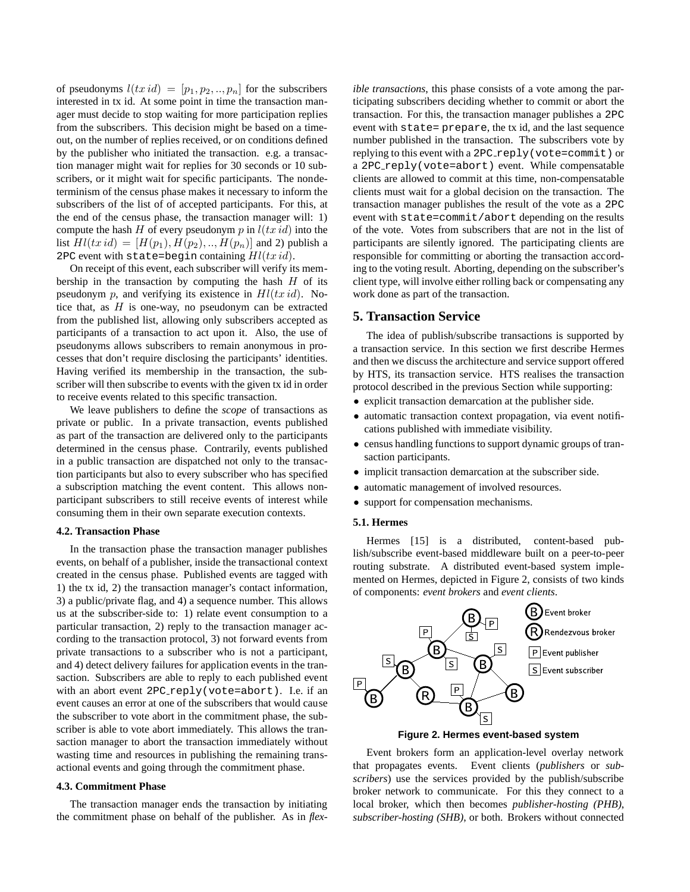of pseudonyms $l(tx\,id) = [p_1, p_2, .., p_n]$ for the subscribers interested in tx id. At some point in time the transaction manager must decide to stop waiting for more participation replies from the subscribers. This decision might be based on a timeout, on the number of replies received, or on conditions defined by the publisher who initiated the transaction. e.g. a transaction manager might wait for replies for 30 seconds or 10 subscribers, or it might wait for specific participants. The nondeterminism of the census phase makes it necessary to inform the subscribers of the list of of accepted participants. For this, at the end of the census phase, the transaction manager will: 1) compute the hash $H$ of every pseudonym $p$ in $l(tx\,id)$ into the list $Hl(tx\,id) = [H(p_1), H(p_2), .., H(p_n)]$ and 2) publish a `2PC` event with `state=begin` containing $Hl(tx\,id)$.

On receipt of this event, each subscriber will verify its membership in the transaction by computing the hash $H$ of its pseudonym $p$, and verifying its existence in $Hl(tx\,id)$. Notice that, as $H$ is one-way, no pseudonym can be extracted from the published list, allowing only subscribers accepted as participants of a transaction to act upon it. Also, the use of pseudonyms allows subscribers to remain anonymous in processes that don't require disclosing the participants' identities. Having verified its membership in the transaction, the subscriber will then subscribe to events with the given tx id in order to receive events related to this specific transaction.

We leave publishers to define the *scope* of transactions as private or public. In a private transaction, events published as part of the transaction are delivered only to the participants determined in the census phase. Contrarily, events published in a public transaction are dispatched not only to the transaction participants but also to every subscriber who has specified a subscription matching the event content. This allows non-participant subscribers to still receive events of interest while consuming them in their own separate execution contexts.

#### 4.2. Transaction Phase

In the transaction phase the transaction manager publishes events, on behalf of a publisher, inside the transactional context created in the census phase. Published events are tagged with 1) the tx id, 2) the transaction manager's contact information, 3) a public/private flag, and 4) a sequence number. This allows us at the subscriber-side to: 1) relate event consumption to a particular transaction, 2) reply to the transaction manager according to the transaction protocol, 3) not forward events from private transactions to a subscriber who is not a participant, and 4) detect delivery failures for application events in the transaction. Subscribers are able to reply to each published event with an abort event `2PC_reply(vote=abort)`. I.e. if an event causes an error at one of the subscribers that would cause the subscriber to vote abort in the commitment phase, the subscriber is able to vote abort immediately. This allows the transaction manager to abort the transaction immediately without wasting time and resources in publishing the remaining transactional events and going through the commitment phase.

#### 4.3. Commitment Phase

The transaction manager ends the transaction by initiating the commitment phase on behalf of the publisher. As in *flexible transactions*, this phase consists of a vote among the participating subscribers deciding whether to commit or abort the transaction. For this, the transaction manager publishes a `2PC` event with `state= prepare`, the tx id, and the last sequence number published in the transaction. The subscribers vote by replying to this event with a `2PC_reply(vote=commit)` or a `2PC_reply(vote=abort)` event. While compensatable clients are allowed to commit at this time, non-compensatable clients must wait for a global decision on the transaction. The transaction manager publishes the result of the vote as a `2PC` event with `state=commit/abort` depending on the results of the vote. Votes from subscribers that are not in the list of participants are silently ignored. The participating clients are responsible for committing or aborting the transaction according to the voting result. Aborting, depending on the subscriber's client type, will involve either rolling back or compensating any work done as part of the transaction.

## 5. Transaction Service

The idea of publish/subscribe transactions is supported by a transaction service. In this section we first describe Hermes and then we discuss the architecture and service support offered by HTS, its transaction service. HTS realises the transaction protocol described in the previous Section while supporting:

- explicit transaction demarcation at the publisher side.
- automatic transaction context propagation, via event notifications published with immediate visibility.
- census handling functions to support dynamic groups of transaction participants.
- implicit transaction demarcation at the subscriber side.
- automatic management of involved resources.
- support for compensation mechanisms.

#### 5.1. Hermes

Hermes [15] is a distributed, content-based publish/subscribe event-based middleware built on a peer-to-peer routing substrate. A distributed event-based system implemented on Hermes, depicted in Figure 2, consists of two kinds of components: *event brokers* and *event clients*.

B Event broker
R Rendezvous broker
P Event publisher
S Event subscriber

**Figure 2. Hermes event-based system**

Event brokers form an application-level overlay network that propagates events. Event clients (*publishers* or *subscribers*) use the services provided by the publish/subscribe broker network to communicate. For this they connect to a local broker, which then becomes *publisher-hosting (PHB)*, *subscriber-hosting (SHB)*, or both. Brokers without connected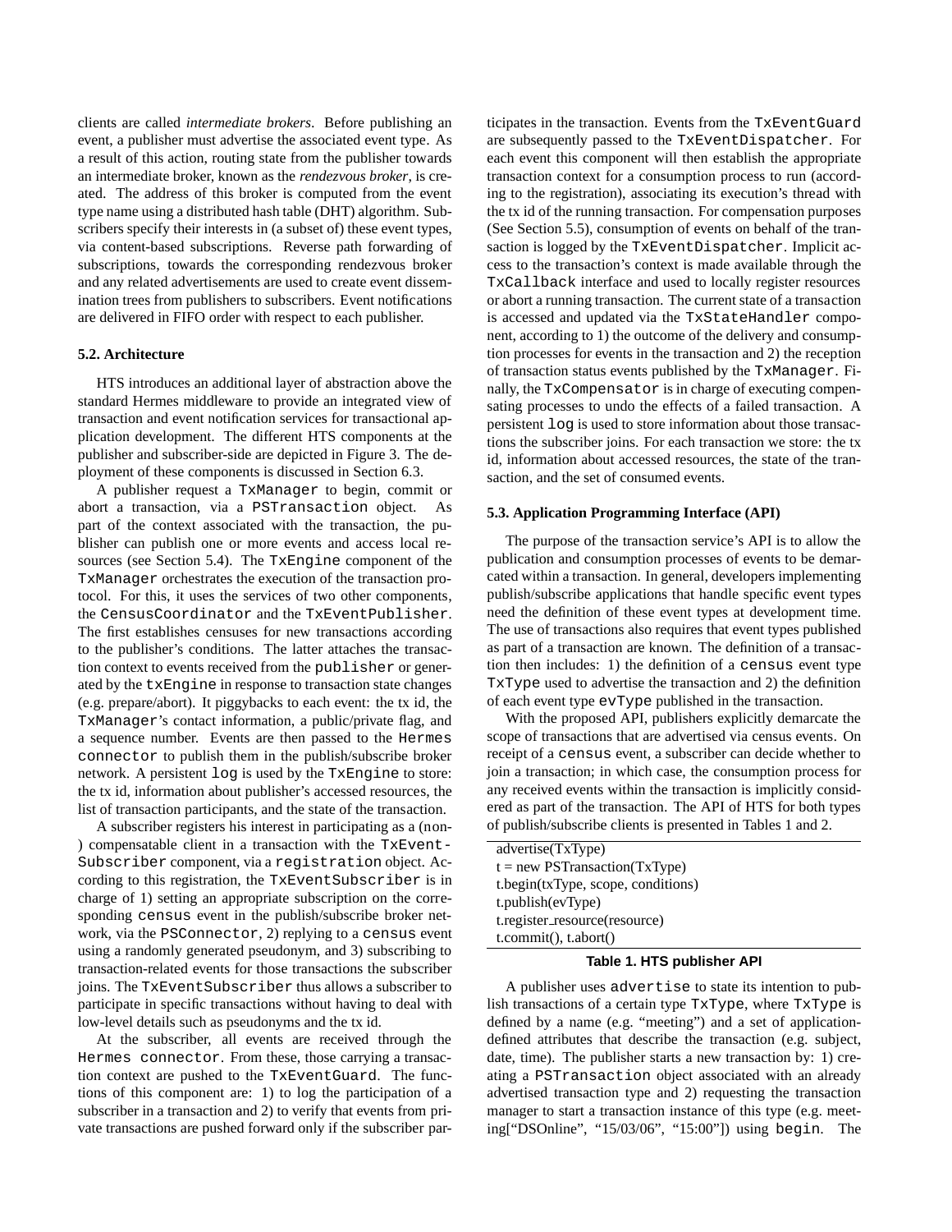clients are called *intermediate brokers*. Before publishing an event, a publisher must advertise the associated event type. As a result of this action, routing state from the publisher towards an intermediate broker, known as the *rendezvous broker*, is created. The address of this broker is computed from the event type name using a distributed hash table (DHT) algorithm. Subscribers specify their interests in (a subset of) these event types, via content-based subscriptions. Reverse path forwarding of subscriptions, towards the corresponding rendezvous broker and any related advertisements are used to create event dissemination trees from publishers to subscribers. Event notifications are delivered in FIFO order with respect to each publisher.

### 5.2. Architecture

HTS introduces an additional layer of abstraction above the standard Hermes middleware to provide an integrated view of transaction and event notification services for transactional application development. The different HTS components at the publisher and subscriber-side are depicted in Figure 3. The deployment of these components is discussed in Section 6.3.

A publisher request a `TxManager` to begin, commit or abort a transaction, via a `PSTransaction` object. As part of the context associated with the transaction, the publisher can publish one or more events and access local resources (see Section 5.4). The `TxEngine` component of the `TxManager` orchestrates the execution of the transaction protocol. For this, it uses the services of two other components, the `CensusCoordinator` and the `TxEventPublisher`. The first establishes censuses for new transactions according to the publisher's conditions. The latter attaches the transaction context to events received from the `publisher` or generated by the `txEngine` in response to transaction state changes (e.g. prepare/abort). It piggybacks to each event: the tx id, the `TxManager`'s contact information, a public/private flag, and a sequence number. Events are then passed to the `Hermes connector` to publish them in the publish/subscribe broker network. A persistent `log` is used by the `TxEngine` to store: the tx id, information about publisher's accessed resources, the list of transaction participants, and the state of the transaction.

A subscriber registers his interest in participating as a (non-) compensatable client in a transaction with the `TxEvent-Subscriber` component, via a `registration` object. According to this registration, the `TxEventSubscriber` is in charge of 1) setting an appropriate subscription on the corresponding `census` event in the publish/subscribe broker network, via the `PSConnector`, 2) replying to a `census` event using a randomly generated pseudonym, and 3) subscribing to transaction-related events for those transactions the subscriber joins. The `TxEventSubscriber` thus allows a subscriber to participate in specific transactions without having to deal with low-level details such as pseudonyms and the tx id.

At the subscriber, all events are received through the `Hermes connector`. From these, those carrying a transaction context are pushed to the `TxEventGuard`. The functions of this component are: 1) to log the participation of a subscriber in a transaction and 2) to verify that events from private transactions are pushed forward only if the subscriber participates in the transaction. Events from the `TxEventGuard` are subsequently passed to the `TxEventDispatcher`. For each event this component will then establish the appropriate transaction context for a consumption process to run (according to the registration), associating its execution's thread with the tx id of the running transaction. For compensation purposes (See Section 5.5), consumption of events on behalf of the transaction is logged by the `TxEventDispatcher`. Implicit access to the transaction's context is made available through the `TxCallback` interface and used to locally register resources or abort a running transaction. The current state of a transaction is accessed and updated via the `TxStateHandler` component, according to 1) the outcome of the delivery and consumption processes for events in the transaction and 2) the reception of transaction status events published by the `TxManager`. Finally, the `TxCompensator` is in charge of executing compensating processes to undo the effects of a failed transaction. A persistent `log` is used to store information about those transactions the subscriber joins. For each transaction we store: the tx id, information about accessed resources, the state of the transaction, and the set of consumed events.

### 5.3. Application Programming Interface (API)

The purpose of the transaction service's API is to allow the publication and consumption processes of events to be demarcated within a transaction. In general, developers implementing publish/subscribe applications that handle specific event types need the definition of these event types at development time. The use of transactions also requires that event types published as part of a transaction are known. The definition of a transaction then includes: 1) the definition of a `census` event type `TxType` used to advertise the transaction and 2) the definition of each event type `evType` published in the transaction.

With the proposed API, publishers explicitly demarcate the scope of transactions that are advertised via census events. On receipt of a `census` event, a subscriber can decide whether to join a transaction; in which case, the consumption process for any received events within the transaction is implicitly considered as part of the transaction. The API of HTS for both types of publish/subscribe clients is presented in Tables 1 and 2.

| |
|---|
| advertise(TxType) |
| t = new PSTransaction(TxType) |
| t.begin(txType, scope, conditions) |
| t.publish(evType) |
| t.register_resource(resource) |
| t.commit(), t.abort() |

**Table 1. HTS publisher API**

A publisher uses `advertise` to state its intention to publish transactions of a certain type `TxType`, where `TxType` is defined by a name (e.g. "meeting") and a set of application-defined attributes that describe the transaction (e.g. subject, date, time). The publisher starts a new transaction by: 1) creating a `PSTransaction` object associated with an already advertised transaction type and 2) requesting the transaction manager to start a transaction instance of this type (e.g. meeting["DSOnline", "15/03/06", "15:00"]) using `begin`. The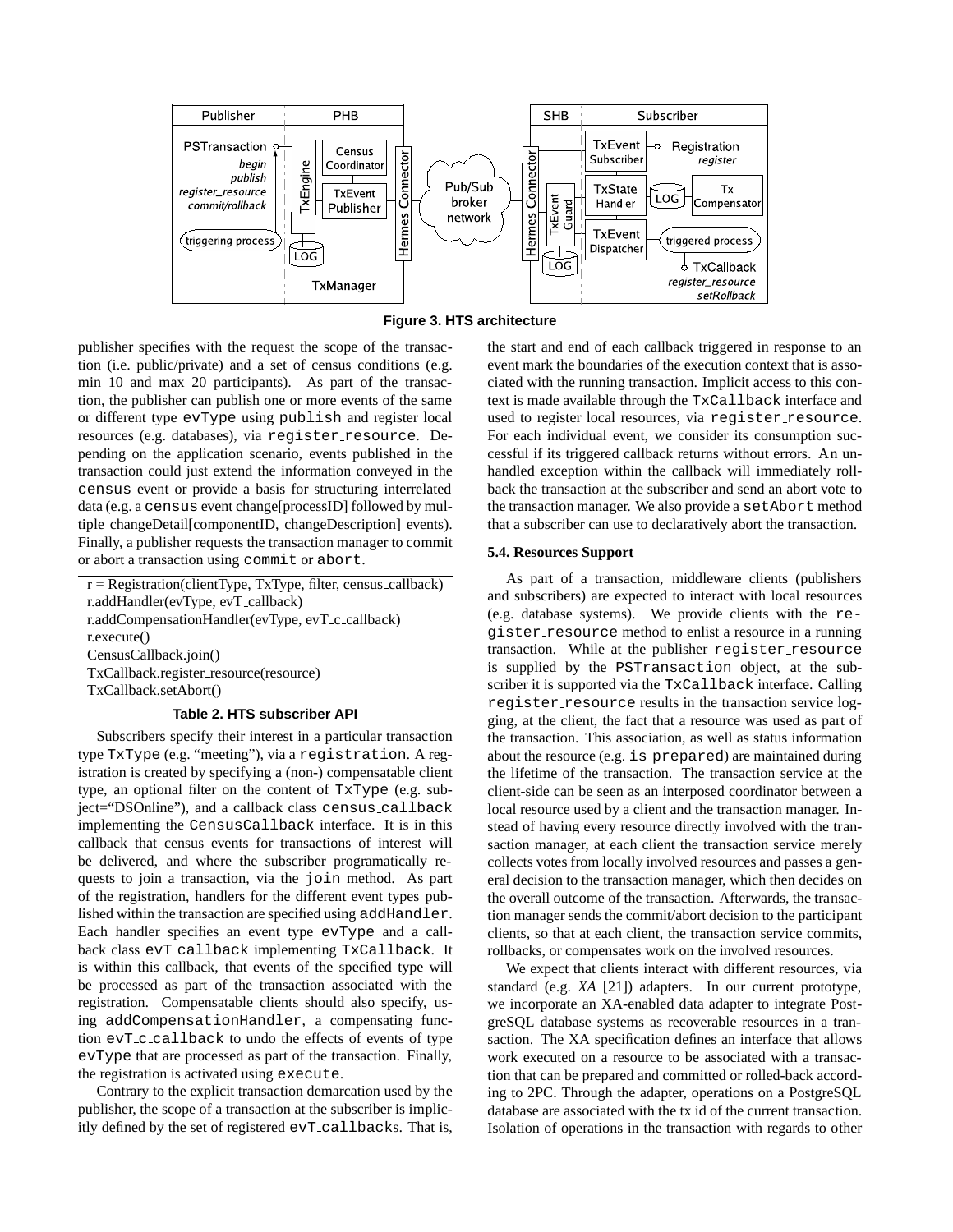Publisher | PHB | SHB | Subscriber

PSTransaction
begin
publish
register_resource
commit/rollback

triggering process

TxEngine

Census Coordinator

TxEvent Publisher

LOG

TxManager

Hermes Connector

Pub/Sub broker network

Hermes Connector

TxEvent Guard

LOG

TxEvent Subscriber

TxState Handler

TxEvent Dispatcher

Registration
register

LOG

Tx Compensator

triggered process

TxCallback
register_resource
setRollback

**Figure 3. HTS architecture**

publisher specifies with the request the scope of the transaction (i.e. public/private) and a set of census conditions (e.g. min 10 and max 20 participants). As part of the transaction, the publisher can publish one or more events of the same or different type `evType` using `publish` and register local resources (e.g. databases), via `register_resource`. Depending on the application scenario, events published in the transaction could just extend the information conveyed in the `census` event or provide a basis for structuring interrelated data (e.g. a `census` event change[processID] followed by multiple changeDetail[componentID, changeDescription] events). Finally, a publisher requests the transaction manager to commit or abort a transaction using `commit` or `abort`.

| |
|---|
| r = Registration(clientType, TxType, filter, census_callback) |
| r.addHandler(evType, evT_callback) |
| r.addCompensationHandler(evType, evT_c_callback) |
| r.execute() |
| CensusCallback.join() |
| TxCallback.register_resource(resource) |
| TxCallback.setAbort() |

**Table 2. HTS subscriber API**

Subscribers specify their interest in a particular transaction type `TxType` (e.g. "meeting"), via a `registration`. A registration is created by specifying a (non-) compensatable client type, an optional filter on the content of `TxType` (e.g. subject="DSOnline"), and a callback class `census_callback` implementing the `CensusCallback` interface. It is in this callback that census events for transactions of interest will be delivered, and where the subscriber programatically requests to join a transaction, via the `join` method. As part of the registration, handlers for the different event types published within the transaction are specified using `addHandler`. Each handler specifies an event type `evType` and a callback class `evT_callback` implementing `TxCallback`. It is within this callback, that events of the specified type will be processed as part of the transaction associated with the registration. Compensatable clients should also specify, using `addCompensationHandler`, a compensating function `evT_c_callback` to undo the effects of events of type `evType` that are processed as part of the transaction. Finally, the registration is activated using `execute`.

Contrary to the explicit transaction demarcation used by the publisher, the scope of a transaction at the subscriber is implicitly defined by the set of registered `evT_callback`s. That is, the start and end of each callback triggered in response to an event mark the boundaries of the execution context that is associated with the running transaction. Implicit access to this context is made available through the `TxCallback` interface and used to register local resources, via `register_resource`. For each individual event, we consider its consumption successful if its triggered callback returns without errors. An unhandled exception within the callback will immediately rollback the transaction at the subscriber and send an abort vote to the transaction manager. We also provide a `setAbort` method that a subscriber can use to declaratively abort the transaction.

### 5.4. Resources Support

As part of a transaction, middleware clients (publishers and subscribers) are expected to interact with local resources (e.g. database systems). We provide clients with the `register_resource` method to enlist a resource in a running transaction. While at the publisher `register_resource` is supplied by the `PSTransaction` object, at the subscriber it is supported via the `TxCallback` interface. Calling `register_resource` results in the transaction service logging, at the client, the fact that a resource was used as part of the transaction. This association, as well as status information about the resource (e.g. `is_prepared`) are maintained during the lifetime of the transaction. The transaction service at the client-side can be seen as an interposed coordinator between a local resource used by a client and the transaction manager. Instead of having every resource directly involved with the transaction manager, at each client the transaction service merely collects votes from locally involved resources and passes a general decision to the transaction manager, which then decides on the overall outcome of the transaction. Afterwards, the transaction manager sends the commit/abort decision to the participant clients, so that at each client, the transaction service commits, rollbacks, or compensates work on the involved resources.

We expect that clients interact with different resources, via standard (e.g. *XA* [21]) adapters. In our current prototype, we incorporate an XA-enabled data adapter to integrate PostgreSQL database systems as recoverable resources in a transaction. The XA specification defines an interface that allows work executed on a resource to be associated with a transaction that can be prepared and committed or rolled-back according to 2PC. Through the adapter, operations on a PostgreSQL database are associated with the tx id of the current transaction. Isolation of operations in the transaction with regards to other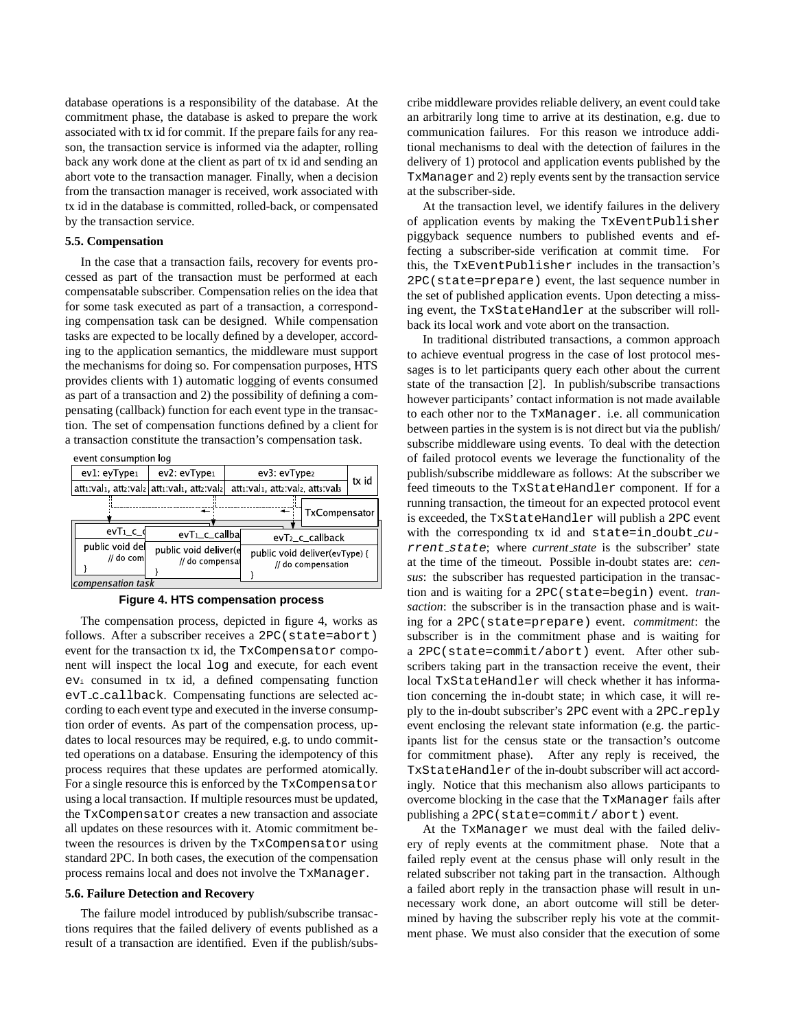database operations is a responsibility of the database. At the commitment phase, the database is asked to prepare the work associated with tx id for commit. If the prepare fails for any reason, the transaction service is informed via the adapter, rolling back any work done at the client as part of tx id and sending an abort vote to the transaction manager. Finally, when a decision from the transaction manager is received, work associated with tx id in the database is committed, rolled-back, or compensated by the transaction service.

### 5.5. Compensation

In the case that a transaction fails, recovery for events processed as part of the transaction must be performed at each compensatable subscriber. Compensation relies on the idea that for some task executed as part of a transaction, a corresponding compensation task can be designed. While compensation tasks are expected to be locally defined by a developer, according to the application semantics, the middleware must support the mechanisms for doing so. For compensation purposes, HTS provides clients with 1) automatic logging of events consumed as part of a transaction and 2) the possibility of defining a compensating (callback) function for each event type in the transaction. The set of compensation functions defined by a client for a transaction constitute the transaction's compensation task.

event consumption log

ev1: evType1 | ev2: evType1 | ev3: evType2 | tx id

att1:val1, att2:val2 | att1:val1, att2:val2 | att1:val1, att2:val2, att3:val3

TxCompensator

evT1_c_callback

public void deliver(evType) {
// do compensation
}

evT2_c_callback

public void deliver(evType) {
// do compensation
}

compensation task

**Figure 4. HTS compensation process**

The compensation process, depicted in figure 4, works as follows. After a subscriber receives a `2PC(state=abort)` event for the transaction tx id, the `TxCompensator` component will inspect the local `log` and execute, for each event $ev_i$ consumed in tx id, a defined compensating function `evT_c_callback`. Compensating functions are selected according to each event type and executed in the inverse consumption order of events. As part of the compensation process, updates to local resources may be required, e.g. to undo committed operations on a database. Ensuring the idempotency of this process requires that these updates are performed atomically. For a single resource this is enforced by the `TxCompensator` using a local transaction. If multiple resources must be updated, the `TxCompensator` creates a new transaction and associate all updates on these resources with it. Atomic commitment between the resources is driven by the `TxCompensator` using standard 2PC. In both cases, the execution of the compensation process remains local and does not involve the `TxManager`.

### 5.6. Failure Detection and Recovery

The failure model introduced by publish/subscribe transactions requires that the failed delivery of events published as a result of a transaction are identified. Even if the publish/subscribe middleware provides reliable delivery, an event could take an arbitrarily long time to arrive at its destination, e.g. due to communication failures. For this reason we introduce additional mechanisms to deal with the detection of failures in the delivery of 1) protocol and application events published by the `TxManager` and 2) reply events sent by the transaction service at the subscriber-side.

At the transaction level, we identify failures in the delivery of application events by making the `TxEventPublisher` piggyback sequence numbers to published events and effecting a subscriber-side verification at commit time. For this, the `TxEventPublisher` includes in the transaction's `2PC(state=prepare)` event, the last sequence number in the set of published application events. Upon detecting a missing event, the `TxStateHandler` at the subscriber will rollback its local work and vote abort on the transaction.

In traditional distributed transactions, a common approach to achieve eventual progress in the case of lost protocol messages is to let participants query each other about the current state of the transaction [2]. In publish/subscribe transactions however participants' contact information is not made available to each other nor to the `TxManager`. i.e. all communication between parties in the system is is not direct but via the publish/subscribe middleware using events. To deal with the detection of failed protocol events we leverage the functionality of the publish/subscribe middleware as follows: At the subscriber we feed timeouts to the `TxStateHandler` component. If for a running transaction, the timeout for an expected protocol event is exceeded, the `TxStateHandler` will publish a `2PC` event with the corresponding tx id and `state=in_doubt_current_state`; where *current_state* is the subscriber' state at the time of the timeout. Possible in-doubt states are: *census*: the subscriber has requested participation in the transaction and is waiting for a `2PC(state=begin)` event. *transaction*: the subscriber is in the transaction phase and is waiting for a `2PC(state=prepare)` event. *commitment*: the subscriber is in the commitment phase and is waiting for a `2PC(state=commit/abort)` event. After other subscribers taking part in the transaction receive the event, their local `TxStateHandler` will check whether it has information concerning the in-doubt state; in which case, it will reply to the in-doubt subscriber's `2PC` event with a `2PC_reply` event enclosing the relevant state information (e.g. the participants list for the census state or the transaction's outcome for commitment phase). After any reply is received, the `TxStateHandler` of the in-doubt subscriber will act accordingly. Notice that this mechanism also allows participants to overcome blocking in the case that the `TxManager` fails after publishing a `2PC(state=commit/ abort)` event.

At the `TxManager` we must deal with the failed delivery of reply events at the commitment phase. Note that a failed reply event at the census phase will only result in the related subscriber not taking part in the transaction. Although a failed abort reply in the transaction phase will result in unnecessary work done, an abort outcome will still be determined by having the subscriber reply his vote at the commitment phase. We must also consider that the execution of some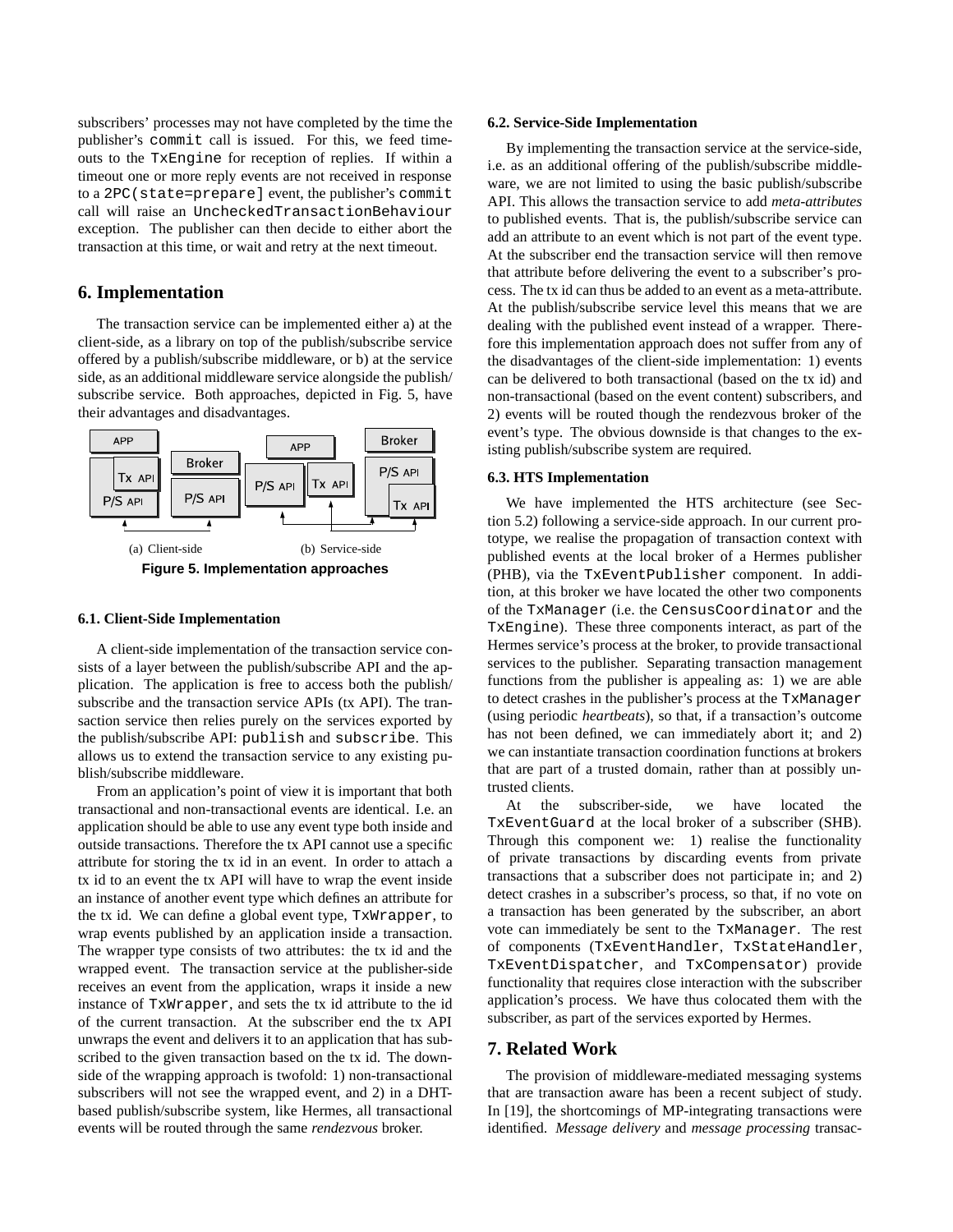subscribers' processes may not have completed by the time the publisher's `commit` call is issued. For this, we feed timeouts to the `TxEngine` for reception of replies. If within a timeout one or more reply events are not received in response to a `2PC(state=prepare]` event, the publisher's `commit` call will raise an `UncheckedTransactionBehaviour` exception. The publisher can then decide to either abort the transaction at this time, or wait and retry at the next timeout.

# 6. Implementation

The transaction service can be implemented either a) at the client-side, as a library on top of the publish/subscribe service offered by a publish/subscribe middleware, or b) at the service side, as an additional middleware service alongside the publish/ subscribe service. Both approaches, depicted in Fig. 5, have their advantages and disadvantages.

(a) Client-side (b) Service-side

**Figure 5. Implementation approaches**

### 6.1. Client-Side Implementation

A client-side implementation of the transaction service consists of a layer between the publish/subscribe API and the application. The application is free to access both the publish/ subscribe and the transaction service APIs (tx API). The transaction service then relies purely on the services exported by the publish/subscribe API: `publish` and `subscribe`. This allows us to extend the transaction service to any existing publish/subscribe middleware.

From an application's point of view it is important that both transactional and non-transactional events are identical. I.e. an application should be able to use any event type both inside and outside transactions. Therefore the tx API cannot use a specific attribute for storing the tx id in an event. In order to attach a tx id to an event the tx API will have to wrap the event inside an instance of another event type which defines an attribute for the tx id. We can define a global event type, `TxWrapper`, to wrap events published by an application inside a transaction. The wrapper type consists of two attributes: the tx id and the wrapped event. The transaction service at the publisher-side receives an event from the application, wraps it inside a new instance of `TxWrapper`, and sets the tx id attribute to the id of the current transaction. At the subscriber end the tx API unwraps the event and delivers it to an application that has subscribed to the given transaction based on the tx id. The downside of the wrapping approach is twofold: 1) non-transactional subscribers will not see the wrapped event, and 2) in a DHT-based publish/subscribe system, like Hermes, all transactional events will be routed through the same *rendezvous* broker.

### 6.2. Service-Side Implementation

By implementing the transaction service at the service-side, i.e. as an additional offering of the publish/subscribe middleware, we are not limited to using the basic publish/subscribe API. This allows the transaction service to add *meta-attributes* to published events. That is, the publish/subscribe service can add an attribute to an event which is not part of the event type. At the subscriber end the transaction service will then remove that attribute before delivering the event to a subscriber's process. The tx id can thus be added to an event as a meta-attribute. At the publish/subscribe service level this means that we are dealing with the published event instead of a wrapper. Therefore this implementation approach does not suffer from any of the disadvantages of the client-side implementation: 1) events can be delivered to both transactional (based on the tx id) and non-transactional (based on the event content) subscribers, and 2) events will be routed though the rendezvous broker of the event's type. The obvious downside is that changes to the existing publish/subscribe system are required.

### 6.3. HTS Implementation

We have implemented the HTS architecture (see Section 5.2) following a service-side approach. In our current prototype, we realise the propagation of transaction context with published events at the local broker of a Hermes publisher (PHB), via the `TxEventPublisher` component. In addition, at this broker we have located the other two components of the `TxManager` (i.e. the `CensusCoordinator` and the `TxEngine`). These three components interact, as part of the Hermes service's process at the broker, to provide transactional services to the publisher. Separating transaction management functions from the publisher is appealing as: 1) we are able to detect crashes in the publisher's process at the `TxManager` (using periodic *heartbeats*), so that, if a transaction's outcome has not been defined, we can immediately abort it; and 2) we can instantiate transaction coordination functions at brokers that are part of a trusted domain, rather than at possibly untrusted clients.

At the subscriber-side, we have located the `TxEventGuard` at the local broker of a subscriber (SHB). Through this component we: 1) realise the functionality of private transactions by discarding events from private transactions that a subscriber does not participate in; and 2) detect crashes in a subscriber's process, so that, if no vote on a transaction has been generated by the subscriber, an abort vote can immediately be sent to the `TxManager`. The rest of components (`TxEventHandler`, `TxStateHandler`, `TxEventDispatcher`, and `TxCompensator`) provide functionality that requires close interaction with the subscriber application's process. We have thus colocated them with the subscriber, as part of the services exported by Hermes.

# 7. Related Work

The provision of middleware-mediated messaging systems that are transaction aware has been a recent subject of study. In [19], the shortcomings of MP-integrating transactions were identified. *Message delivery* and *message processing* transac-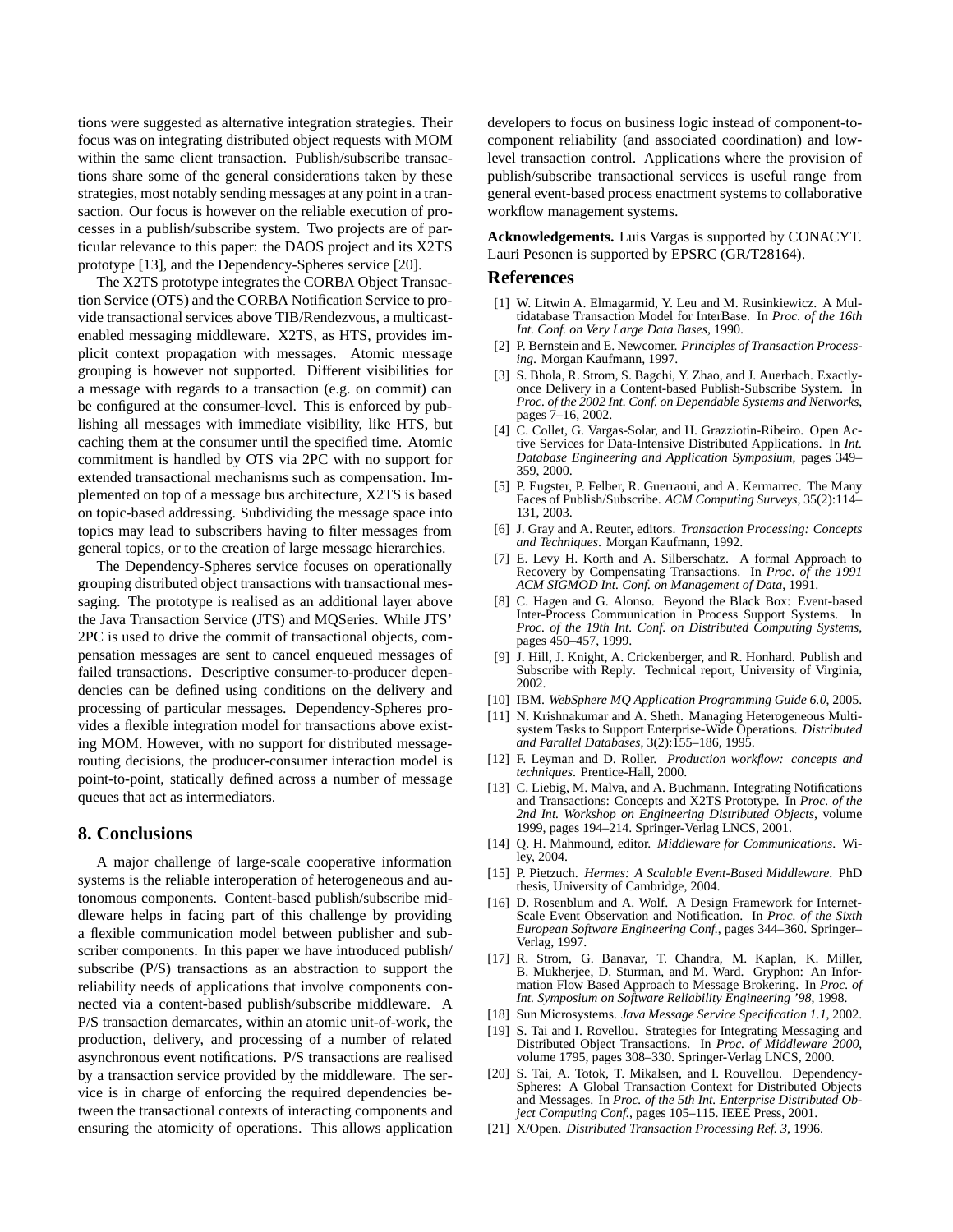tions were suggested as alternative integration strategies. Their focus was on integrating distributed object requests with MOM within the same client transaction. Publish/subscribe transactions share some of the general considerations taken by these strategies, most notably sending messages at any point in a transaction. Our focus is however on the reliable execution of processes in a publish/subscribe system. Two projects are of particular relevance to this paper: the DAOS project and its X2TS prototype [13], and the Dependency-Spheres service [20].

The X2TS prototype integrates the CORBA Object Transaction Service (OTS) and the CORBA Notification Service to provide transactional services above TIB/Rendezvous, a multicast-enabled messaging middleware. X2TS, as HTS, provides implicit context propagation with messages. Atomic message grouping is however not supported. Different visibilities for a message with regards to a transaction (e.g. on commit) can be configured at the consumer-level. This is enforced by publishing all messages with immediate visibility, like HTS, but caching them at the consumer until the specified time. Atomic commitment is handled by OTS via 2PC with no support for extended transactional mechanisms such as compensation. Implemented on top of a message bus architecture, X2TS is based on topic-based addressing. Subdividing the message space into topics may lead to subscribers having to filter messages from general topics, or to the creation of large message hierarchies.

The Dependency-Spheres service focuses on operationally grouping distributed object transactions with transactional messaging. The prototype is realised as an additional layer above the Java Transaction Service (JTS) and MQSeries. While JTS' 2PC is used to drive the commit of transactional objects, compensation messages are sent to cancel enqueued messages of failed transactions. Descriptive consumer-to-producer dependencies can be defined using conditions on the delivery and processing of particular messages. Dependency-Spheres provides a flexible integration model for transactions above existing MOM. However, with no support for distributed message-routing decisions, the producer-consumer interaction model is point-to-point, statically defined across a number of message queues that act as intermediators.

## 8. Conclusions

A major challenge of large-scale cooperative information systems is the reliable interoperation of heterogeneous and autonomous components. Content-based publish/subscribe middleware helps in facing part of this challenge by providing a flexible communication model between publisher and subscriber components. In this paper we have introduced publish/subscribe (P/S) transactions as an abstraction to support the reliability needs of applications that involve components connected via a content-based publish/subscribe middleware. A P/S transaction demarcates, within an atomic unit-of-work, the production, delivery, and processing of a number of related asynchronous event notifications. P/S transactions are realised by a transaction service provided by the middleware. The service is in charge of enforcing the required dependencies between the transactional contexts of interacting components and ensuring the atomicity of operations. This allows application developers to focus on business logic instead of component-to-component reliability (and associated coordination) and low-level transaction control. Applications where the provision of publish/subscribe transactional services is useful range from general event-based process enactment systems to collaborative workflow management systems.

**Acknowledgements.** Luis Vargas is supported by CONACYT. Lauri Pesonen is supported by EPSRC (GR/T28164).

## References

[1] W. Litwin A. Elmagarmid, Y. Leu and M. Rusinkiewicz. A Multidatabase Transaction Model for InterBase. In *Proc. of the 16th Int. Conf. on Very Large Data Bases*, 1990.

[2] P. Bernstein and E. Newcomer. *Principles of Transaction Processing*. Morgan Kaufmann, 1997.

[3] S. Bhola, R. Strom, S. Bagchi, Y. Zhao, and J. Auerbach. Exactly-once Delivery in a Content-based Publish-Subscribe System. In *Proc. of the 2002 Int. Conf. on Dependable Systems and Networks*, pages 7–16, 2002.

[4] C. Collet, G. Vargas-Solar, and H. Grazziotin-Ribeiro. Open Active Services for Data-Intensive Distributed Applications. In *Int. Database Engineering and Application Symposium*, pages 349–359, 2000.

[5] P. Eugster, P. Felber, R. Guerraoui, and A. Kermarrec. The Many Faces of Publish/Subscribe. *ACM Computing Surveys*, 35(2):114–131, 2003.

[6] J. Gray and A. Reuter, editors. *Transaction Processing: Concepts and Techniques*. Morgan Kaufmann, 1992.

[7] E. Levy H. Korth and A. Silberschatz. A formal Approach to Recovery by Compensating Transactions. In *Proc. of the 1991 ACM SIGMOD Int. Conf. on Management of Data*, 1991.

[8] C. Hagen and G. Alonso. Beyond the Black Box: Event-based Inter-Process Communication in Process Support Systems. In *Proc. of the 19th Int. Conf. on Distributed Computing Systems*, pages 450–457, 1999.

[9] J. Hill, J. Knight, A. Crickenberger, and R. Honhard. Publish and Subscribe with Reply. Technical report, University of Virginia, 2002.

[10] IBM. *WebSphere MQ Application Programming Guide 6.0*, 2005.

[11] N. Krishnakumar and A. Sheth. Managing Heterogeneous Multi-system Tasks to Support Enterprise-Wide Operations. *Distributed and Parallel Databases*, 3(2):155–186, 1995.

[12] F. Leyman and D. Roller. *Production workflow: concepts and techniques*. Prentice-Hall, 2000.

[13] C. Liebig, M. Malva, and A. Buchmann. Integrating Notifications and Transactions: Concepts and X2TS Prototype. In *Proc. of the 2nd Int. Workshop on Engineering Distributed Objects*, volume 1999, pages 194–214. Springer-Verlag LNCS, 2001.

[14] Q. H. Mahmound, editor. *Middleware for Communications*. Wiley, 2004.

[15] P. Pietzuch. *Hermes: A Scalable Event-Based Middleware*. PhD thesis, University of Cambridge, 2004.

[16] D. Rosenblum and A. Wolf. A Design Framework for Internet-Scale Event Observation and Notification. In *Proc. of the Sixth European Software Engineering Conf.*, pages 344–360. Springer–Verlag, 1997.

[17] R. Strom, G. Banavar, T. Chandra, M. Kaplan, K. Miller, B. Mukherjee, D. Sturman, and M. Ward. Gryphon: An Information Flow Based Approach to Message Brokering. In *Proc. of Int. Symposium on Software Reliability Engineering '98*, 1998.

[18] Sun Microsystems. *Java Message Service Specification 1.1*, 2002.

[19] S. Tai and I. Rovellou. Strategies for Integrating Messaging and Distributed Object Transactions. In *Proc. of Middleware 2000*, volume 1795, pages 308–330. Springer-Verlag LNCS, 2000.

[20] S. Tai, A. Totok, T. Mikalsen, and I. Rouvellou. Dependency-Spheres: A Global Transaction Context for Distributed Objects and Messages. In *Proc. of the 5th Int. Enterprise Distributed Object Computing Conf.*, pages 105–115. IEEE Press, 2001.

[21] X/Open. *Distributed Transaction Processing Ref. 3*, 1996.